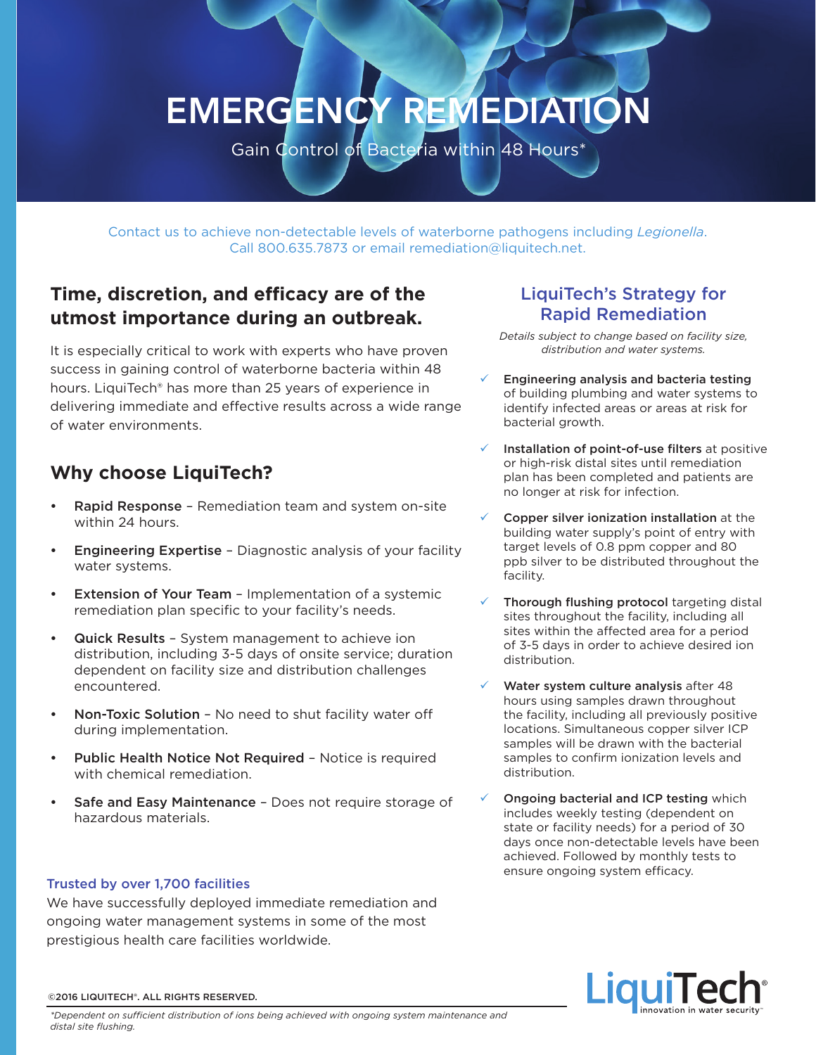# EMERGENCY REMEDIATION

Gain Control of Bacteria within 48 Hours*

Contact us to achieve non-detectable levels of waterborne pathogens including *Legionella*. Call 800.635.7873 or email remediation@liquitech.net.

## Time, discretion, and efficacy are of the utmost importance during an outbreak.

It is especially critical to work with experts who have proven success in gaining control of waterborne bacteria within 48 hours. LiquiTech® has more than 25 years of experience in delivering immediate and effective results across a wide range of water environments.

## Why choose LiquiTech?

- **Rapid Response** – Remediation team and system on-site within 24 hours.
- **Engineering Expertise** – Diagnostic analysis of your facility water systems.
- **Extension of Your Team** – Implementation of a systemic remediation plan specific to your facility's needs.
- **Quick Results** – System management to achieve ion distribution, including 3-5 days of onsite service; duration dependent on facility size and distribution challenges encountered.
- **Non-Toxic Solution** – No need to shut facility water off during implementation.
- **Public Health Notice Not Required** – Notice is required with chemical remediation.
- **Safe and Easy Maintenance** – Does not require storage of hazardous materials.

### Trusted by over 1,700 facilities

We have successfully deployed immediate remediation and ongoing water management systems in some of the most prestigious health care facilities worldwide.

## LiquiTech's Strategy for Rapid Remediation

*Details subject to change based on facility size, distribution and water systems.*

- ✓ **Engineering analysis and bacteria testing** of building plumbing and water systems to identify infected areas or areas at risk for bacterial growth.
- ✓ **Installation of point-of-use filters** at positive or high-risk distal sites until remediation plan has been completed and patients are no longer at risk for infection.
- ✓ **Copper silver ionization installation** at the building water supply's point of entry with target levels of 0.8 ppm copper and 80 ppb silver to be distributed throughout the facility.
- ✓ **Thorough flushing protocol** targeting distal sites throughout the facility, including all sites within the affected area for a period of 3-5 days in order to achieve desired ion distribution.
- ✓ **Water system culture analysis** after 48 hours using samples drawn throughout the facility, including all previously positive locations. Simultaneous copper silver ICP samples will be drawn with the bacterial samples to confirm ionization levels and distribution.
- ✓ **Ongoing bacterial and ICP testing** which includes weekly testing (dependent on state or facility needs) for a period of 30 days once non-detectable levels have been achieved. Followed by monthly tests to ensure ongoing system efficacy.

©2016 LIQUITECH®. ALL RIGHTS RESERVED.

LiquiTech® innovation in water security™

*Dependent on sufficient distribution of ions being achieved with ongoing system maintenance and distal site flushing.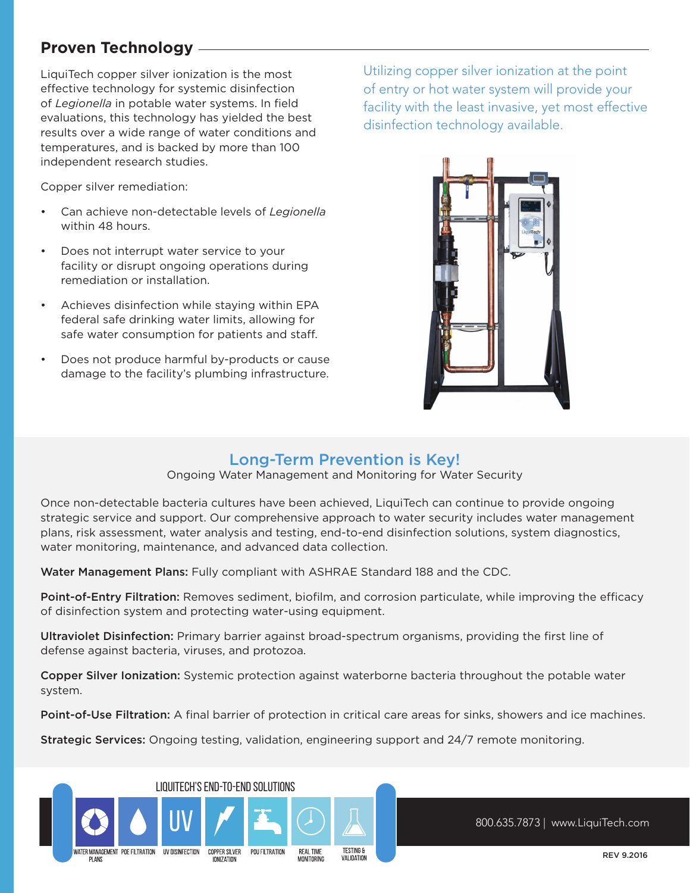## Proven Technology

LiquiTech copper silver ionization is the most effective technology for systemic disinfection of *Legionella* in potable water systems. In field evaluations, this technology has yielded the best results over a wide range of water conditions and temperatures, and is backed by more than 100 independent research studies.

Copper silver remediation:

- Can achieve non-detectable levels of *Legionella* within 48 hours.
- Does not interrupt water service to your facility or disrupt ongoing operations during remediation or installation.
- Achieves disinfection while staying within EPA federal safe drinking water limits, allowing for safe water consumption for patients and staff.
- Does not produce harmful by-products or cause damage to the facility's plumbing infrastructure.

Utilizing copper silver ionization at the point of entry or hot water system will provide your facility with the least invasive, yet most effective disinfection technology available.

## Long-Term Prevention is Key!

Ongoing Water Management and Monitoring for Water Security

Once non-detectable bacteria cultures have been achieved, LiquiTech can continue to provide ongoing strategic service and support. Our comprehensive approach to water security includes water management plans, risk assessment, water analysis and testing, end-to-end disinfection solutions, system diagnostics, water monitoring, maintenance, and advanced data collection.

**Water Management Plans:** Fully compliant with ASHRAE Standard 188 and the CDC.

**Point-of-Entry Filtration:** Removes sediment, biofilm, and corrosion particulate, while improving the efficacy of disinfection system and protecting water-using equipment.

**Ultraviolet Disinfection:** Primary barrier against broad-spectrum organisms, providing the first line of defense against bacteria, viruses, and protozoa.

**Copper Silver Ionization:** Systemic protection against waterborne bacteria throughout the potable water system.

**Point-of-Use Filtration:** A final barrier of protection in critical care areas for sinks, showers and ice machines.

**Strategic Services:** Ongoing testing, validation, engineering support and 24/7 remote monitoring.

LIQUITECH'S END-TO-END SOLUTIONS

WATER MANAGEMENT PLANS | POE FILTRATION | UV DISINFECTION | COPPER SILVER IONIZATION | POU FILTRATION | REAL TIME MONITORING | TESTING & VALIDATION

800.635.7873 | www.LiquiTech.com

REV 9.2016